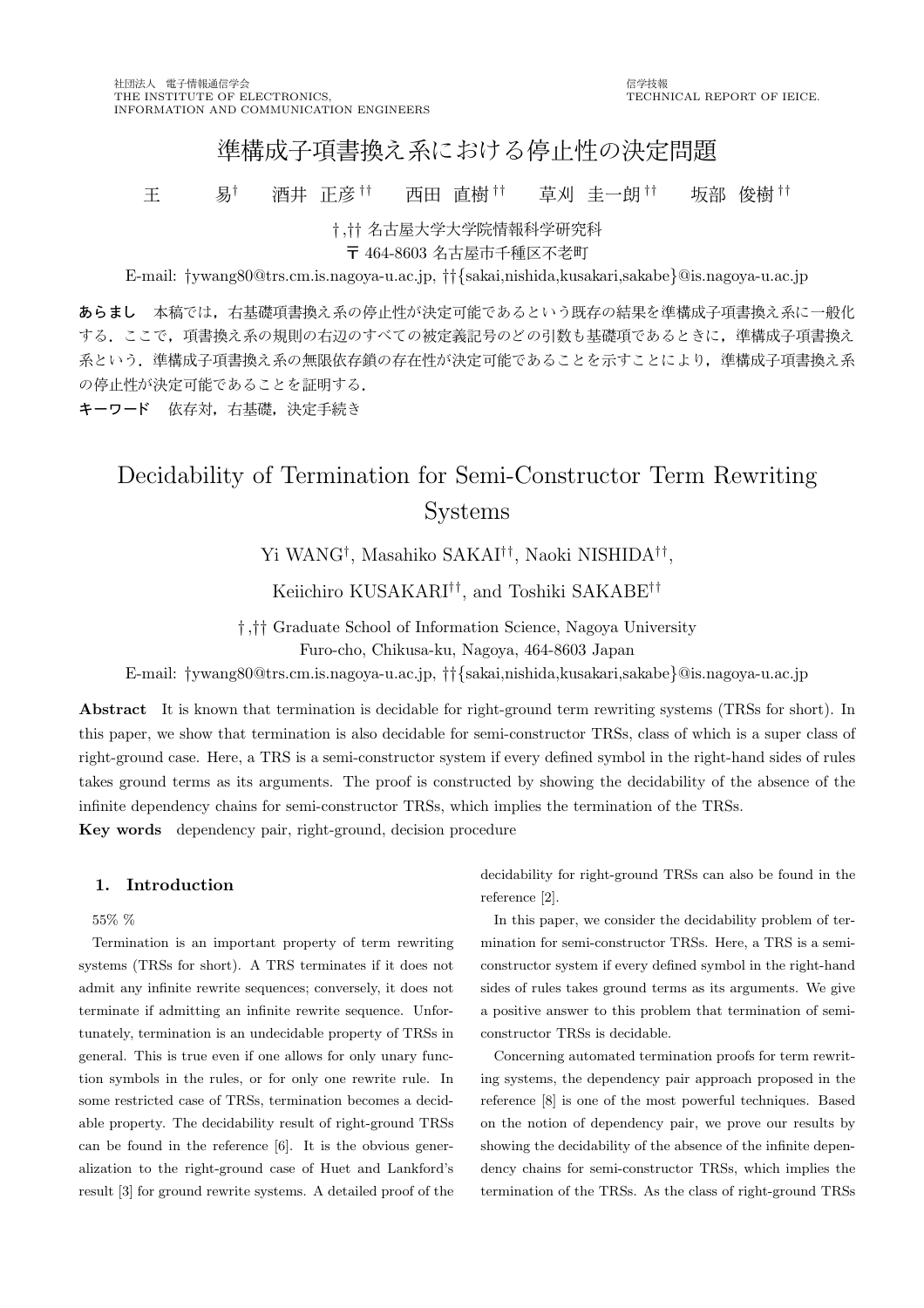社団法人 電子情報通信学会
THE INSTITUTE OF ELECTRONICS,
INFORMATION AND COMMUNICATION ENGINEERS

信学技報
TECHNICAL REPORT OF IEICE.

# 準構成子項書換え系における停止性の決定問題

王 易† 酒井 正彦†† 西田 直樹†† 草刈 圭一朗†† 坂部 俊樹††

†,†† 名古屋大学大学院情報科学研究科
〒 464-8603 名古屋市千種区不老町

E-mail: †ywang80@trs.cm.is.nagoya-u.ac.jp, ††{sakai,nishida,kusakari,sakabe}@is.nagoya-u.ac.jp

**あらまし** 本稿では，右基礎項書換え系の停止性が決定可能であるという既存の結果を準構成子項書換え系に一般化する．ここで，項書換え系の規則の右辺のすべての被定義記号のどの引数も基礎項であるときに，準構成子項書換え系という．準構成子項書換え系の無限依存鎖の存在性が決定可能であることを示すことにより，準構成子項書換え系の停止性が決定可能であることを証明する．

**キーワード** 依存対，右基礎，決定手続き

# Decidability of Termination for Semi-Constructor Term Rewriting Systems

Yi WANG†, Masahiko SAKAI††, Naoki NISHIDA††, Keiichiro KUSAKARI††, and Toshiki SAKABE††

†,†† Graduate School of Information Science, Nagoya University
Furo-cho, Chikusa-ku, Nagoya, 464-8603 Japan

E-mail: †ywang80@trs.cm.is.nagoya-u.ac.jp, ††{sakai,nishida,kusakari,sakabe}@is.nagoya-u.ac.jp

**Abstract** It is known that termination is decidable for right-ground term rewriting systems (TRSs for short). In this paper, we show that termination is also decidable for semi-constructor TRSs, class of which is a super class of right-ground case. Here, a TRS is a semi-constructor system if every defined symbol in the right-hand sides of rules takes ground terms as its arguments. The proof is constructed by showing the decidability of the absence of the infinite dependency chains for semi-constructor TRSs, which implies the termination of the TRSs.

**Key words** dependency pair, right-ground, decision procedure

## 1. Introduction

55% %

Termination is an important property of term rewriting systems (TRSs for short). A TRS terminates if it does not admit any infinite rewrite sequences; conversely, it does not terminate if admitting an infinite rewrite sequence. Unfortunately, termination is an undecidable property of TRSs in general. This is true even if one allows for only unary function symbols in the rules, or for only one rewrite rule. In some restricted case of TRSs, termination becomes a decidable property. The decidability result of right-ground TRSs can be found in the reference [6]. It is the obvious generalization to the right-ground case of Huet and Lankford's result [3] for ground rewrite systems. A detailed proof of the decidability for right-ground TRSs can also be found in the reference [2].

In this paper, we consider the decidability problem of termination for semi-constructor TRSs. Here, a TRS is a semi-constructor system if every defined symbol in the right-hand sides of rules takes ground terms as its arguments. We give a positive answer to this problem that termination of semi-constructor TRSs is decidable.

Concerning automated termination proofs for term rewriting systems, the dependency pair approach proposed in the reference [8] is one of the most powerful techniques. Based on the notion of dependency pair, we prove our results by showing the decidability of the absence of the infinite dependency chains for semi-constructor TRSs, which implies the termination of the TRSs. As the class of right-ground TRSs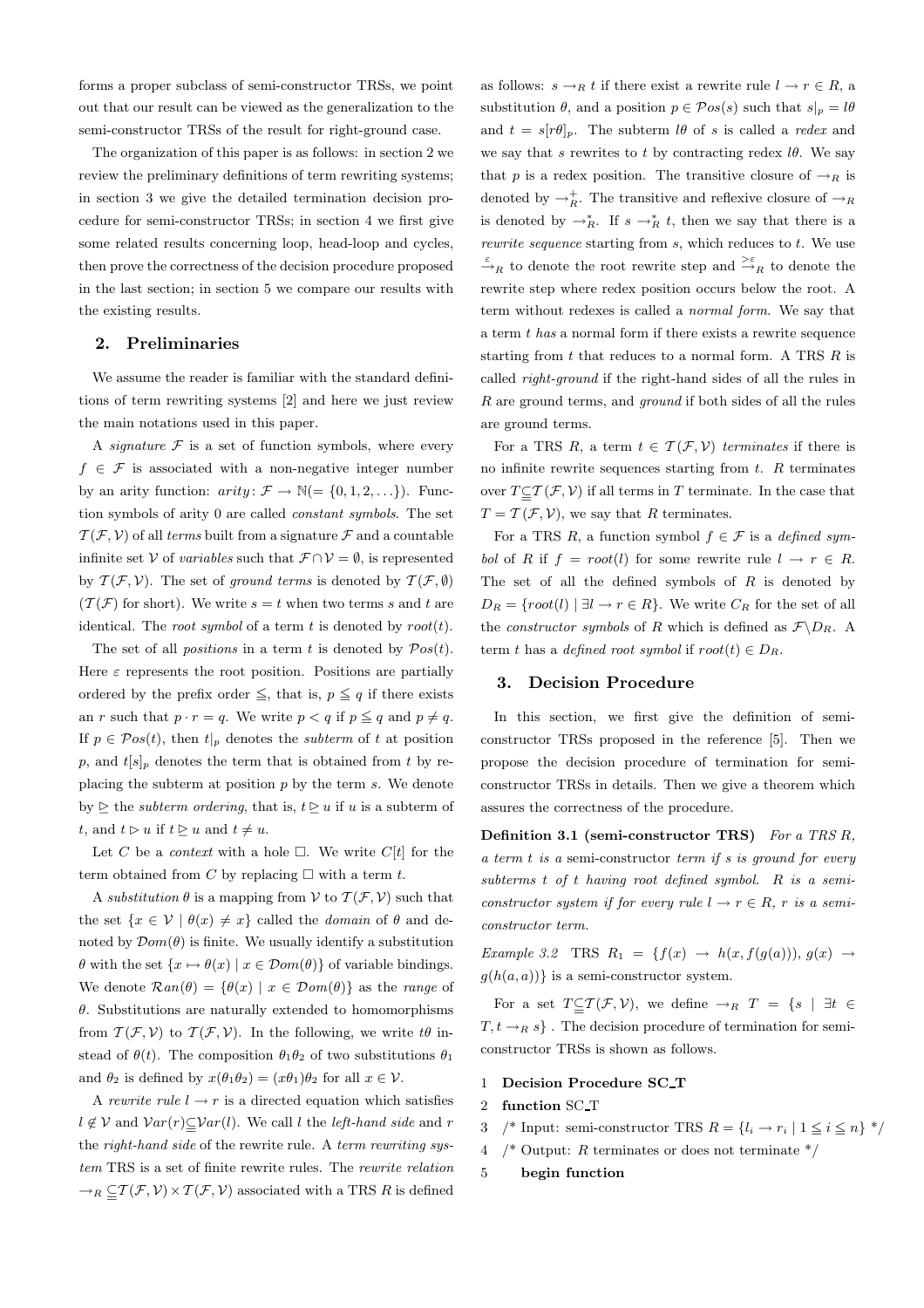forms a proper subclass of semi-constructor TRSs, we point out that our result can be viewed as the generalization to the semi-constructor TRSs of the result for right-ground case.

The organization of this paper is as follows: in section 2 we review the preliminary definitions of term rewriting systems; in section 3 we give the detailed termination decision procedure for semi-constructor TRSs; in section 4 we first give some related results concerning loop, head-loop and cycles, then prove the correctness of the decision procedure proposed in the last section; in section 5 we compare our results with the existing results.

## 2. Preliminaries

We assume the reader is familiar with the standard definitions of term rewriting systems [2] and here we just review the main notations used in this paper.

A *signature* $\mathcal{F}$ is a set of function symbols, where every $f \in \mathcal{F}$ is associated with a non-negative integer number by an arity function: $arity\colon \mathcal{F} \to \mathbb{N}(= \{0, 1, 2, \ldots\})$. Function symbols of arity 0 are called *constant symbols*. The set $\mathcal{T}(\mathcal{F}, \mathcal{V})$ of all *terms* built from a signature $\mathcal{F}$ and a countable infinite set $\mathcal{V}$ of *variables* such that $\mathcal{F} \cap \mathcal{V} = \emptyset$, is represented by $\mathcal{T}(\mathcal{F}, \mathcal{V})$. The set of *ground terms* is denoted by $\mathcal{T}(\mathcal{F}, \emptyset)$ ($\mathcal{T}(\mathcal{F})$ for short). We write $s = t$ when two terms $s$ and $t$ are identical. The *root symbol* of a term $t$ is denoted by $root(t)$.

The set of all *positions* in a term $t$ is denoted by $\mathcal{P}os(t)$. Here $\varepsilon$ represents the root position. Positions are partially ordered by the prefix order $\leqq$, that is, $p \leqq q$ if there exists an $r$ such that $p \cdot r = q$. We write $p < q$ if $p \leqq q$ and $p \neq q$. If $p \in \mathcal{P}os(t)$, then $t|_p$ denotes the *subterm* of $t$ at position $p$, and $t[s]_p$ denotes the term that is obtained from $t$ by replacing the subterm at position $p$ by the term $s$. We denote by $\trianglerighteq$ the *subterm ordering*, that is, $t \trianglerighteq u$ if $u$ is a subterm of $t$, and $t \triangleright u$ if $t \trianglerighteq u$ and $t \neq u$.

Let $C$ be a *context* with a hole $\Box$. We write $C[t]$ for the term obtained from $C$ by replacing $\Box$ with a term $t$.

A *substitution* $\theta$ is a mapping from $\mathcal{V}$ to $\mathcal{T}(\mathcal{F}, \mathcal{V})$ such that the set $\{x \in \mathcal{V} \mid \theta(x) \neq x\}$ called the *domain* of $\theta$ and denoted by $\mathcal{D}om(\theta)$ is finite. We usually identify a substitution $\theta$ with the set $\{x \mapsto \theta(x) \mid x \in \mathcal{D}om(\theta)\}$ of variable bindings. We denote $\mathcal{R}an(\theta) = \{\theta(x) \mid x \in \mathcal{D}om(\theta)\}$ as the *range* of $\theta$. Substitutions are naturally extended to homomorphisms from $\mathcal{T}(\mathcal{F}, \mathcal{V})$ to $\mathcal{T}(\mathcal{F}, \mathcal{V})$. In the following, we write $t\theta$ instead of $\theta(t)$. The composition $\theta_1\theta_2$ of two substitutions $\theta_1$ and $\theta_2$ is defined by $x(\theta_1\theta_2) = (x\theta_1)\theta_2$ for all $x \in \mathcal{V}$.

A *rewrite rule* $l \to r$ is a directed equation which satisfies $l \notin \mathcal{V}$ and $\mathcal{V}ar(r) \subseteqq \mathcal{V}ar(l)$. We call $l$ the *left-hand side* and $r$ the *right-hand side* of the rewrite rule. A *term rewriting system* TRS is a set of finite rewrite rules. The *rewrite relation* $\to_R \subseteqq \mathcal{T}(\mathcal{F}, \mathcal{V}) \times \mathcal{T}(\mathcal{F}, \mathcal{V})$ associated with a TRS $R$ is defined as follows: $s \to_R t$ if there exist a rewrite rule $l \to r \in R$, a substitution $\theta$, and a position $p \in \mathcal{P}os(s)$ such that $s|_p = l\theta$ and $t = s[r\theta]_p$. The subterm $l\theta$ of $s$ is called a *redex* and we say that $s$ rewrites to $t$ by contracting redex $l\theta$. We say that $p$ is a redex position. The transitive closure of $\to_R$ is denoted by $\to_R^+$. The transitive and reflexive closure of $\to_R$ is denoted by $\to_R^*$. If $s \to_R^* t$, then we say that there is a *rewrite sequence* starting from $s$, which reduces to $t$. We use $\xrightarrow{\varepsilon}_R$ to denote the root rewrite step and $\xrightarrow{>\varepsilon}_R$ to denote the rewrite step where redex position occurs below the root. A term without redexes is called a *normal form*. We say that a term $t$ *has* a normal form if there exists a rewrite sequence starting from $t$ that reduces to a normal form. A TRS $R$ is called *right-ground* if the right-hand sides of all the rules in $R$ are ground terms, and *ground* if both sides of all the rules are ground terms.

For a TRS $R$, a term $t \in \mathcal{T}(\mathcal{F}, \mathcal{V})$ *terminates* if there is no infinite rewrite sequences starting from $t$. $R$ terminates over $T \subseteqq \mathcal{T}(\mathcal{F}, \mathcal{V})$ if all terms in $T$ terminate. In the case that $T = \mathcal{T}(\mathcal{F}, \mathcal{V})$, we say that $R$ terminates.

For a TRS $R$, a function symbol $f \in \mathcal{F}$ is a *defined symbol* of $R$ if $f = root(l)$ for some rewrite rule $l \to r \in R$. The set of all the defined symbols of $R$ is denoted by $D_R = \{root(l) \mid \exists l \to r \in R\}$. We write $C_R$ for the set of all the *constructor symbols* of $R$ which is defined as $\mathcal{F} \backslash D_R$. A term $t$ has a *defined root symbol* if $root(t) \in D_R$.

## 3. Decision Procedure

In this section, we first give the definition of semi-constructor TRSs proposed in the reference [5]. Then we propose the decision procedure of termination for semi-constructor TRSs in details. Then we give a theorem which assures the correctness of the procedure.

**Definition 3.1 (semi-constructor TRS)** *For a TRS $R$, a term $t$ is a* semi-constructor *term if $s$ is ground for every subterms $t$ of $t$ having root defined symbol. $R$ is a semi-constructor system if for every rule $l \to r \in R$, $r$ is a semi-constructor term.*

*Example 3.2* TRS $R_1 = \{f(x) \to h(x, f(g(a))), g(x) \to g(h(a, a))\}$ is a semi-constructor system.

For a set $T \subseteqq \mathcal{T}(\mathcal{F}, \mathcal{V})$, we define $\to_R T = \{s \mid \exists t \in T, t \to_R s\}$ . The decision procedure of termination for semi-constructor TRSs is shown as follows.

```
1  Decision Procedure SC_T
2  function SC_T
3  /* Input: semi-constructor TRS R = {l_i → r_i | 1 ≦ i ≦ n} */
4  /* Output: R terminates or does not terminate */
5      begin function
```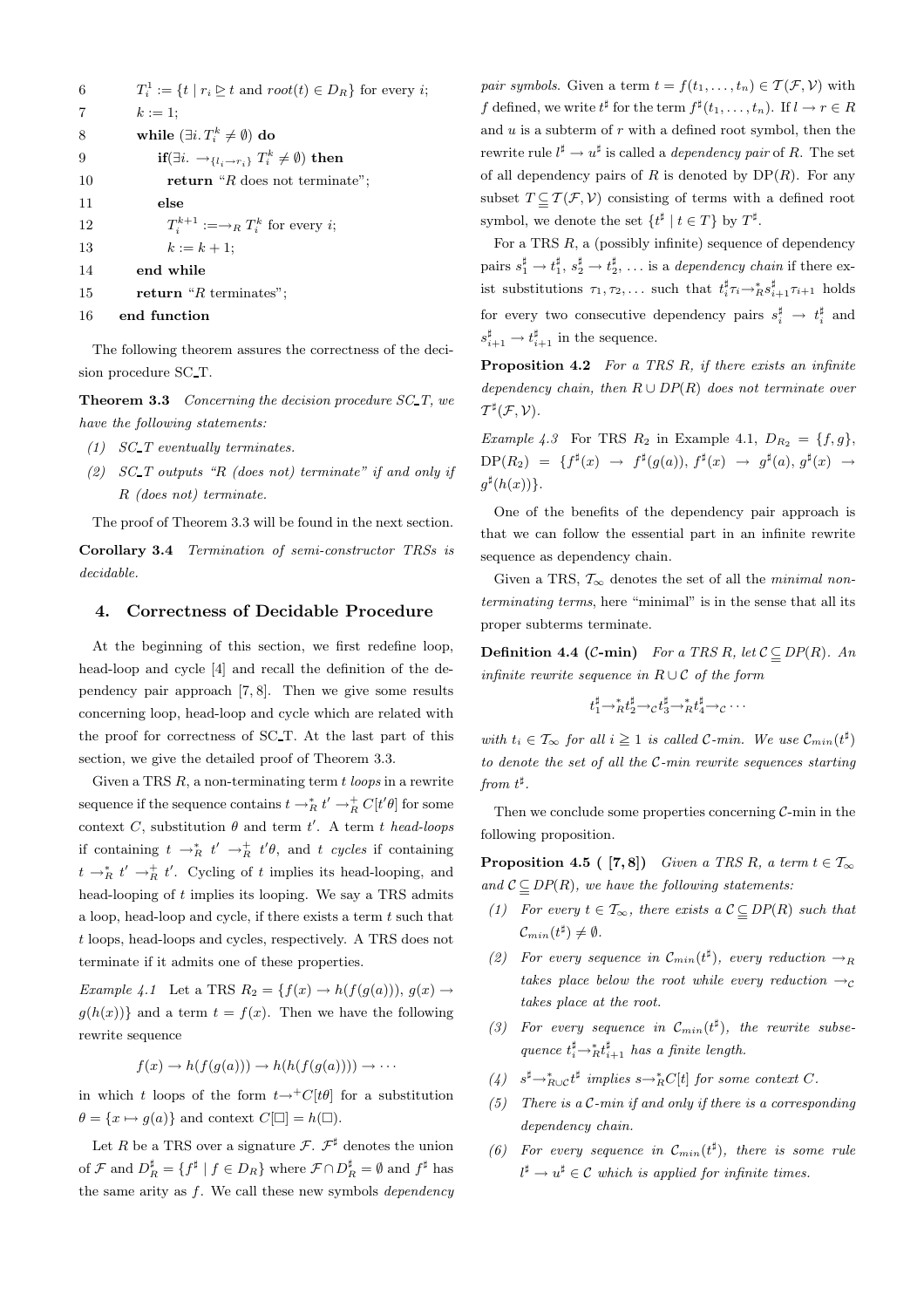```
6        T_i^1 := {t | r_i ⊵ t and root(t) ∈ D_R} for every i;
7        k := 1;
8        while (∃i. T_i^k ≠ ∅) do
9            if(∃i. →_{l_i→r_i} T_i^k ≠ ∅) then
10               return "R does not terminate";
11           else
12               T_i^{k+1} := →_R T_i^k for every i;
13               k := k + 1;
14       end while
15       return "R terminates";
16   end function
```

The following theorem assures the correctness of the decision procedure SC_T.

**Theorem 3.3** *Concerning the decision procedure SC_T, we have the following statements:*

*(1) SC_T eventually terminates.*

*(2) SC_T outputs "R (does not) terminate" if and only if R (does not) terminate.*

The proof of Theorem 3.3 will be found in the next section.

**Corollary 3.4** *Termination of semi-constructor TRSs is decidable.*

## 4. Correctness of Decidable Procedure

At the beginning of this section, we first redefine loop, head-loop and cycle [4] and recall the definition of the dependency pair approach [7, 8]. Then we give some results concerning loop, head-loop and cycle which are related with the proof for correctness of SC_T. At the last part of this section, we give the detailed proof of Theorem 3.3.

Given a TRS $R$, a non-terminating term $t$ *loops* in a rewrite sequence if the sequence contains $t \to_R^* t' \to_R^+ C[t'\theta]$ for some context $C$, substitution $\theta$ and term $t'$. A term $t$ *head-loops* if containing $t \to_R^* t' \to_R^+ t'\theta$, and $t$ *cycles* if containing $t \to_R^* t' \to_R^+ t'$. Cycling of $t$ implies its head-looping, and head-looping of $t$ implies its looping. We say a TRS admits a loop, head-loop and cycle, if there exists a term $t$ such that $t$ loops, head-loops and cycles, respectively. A TRS does not terminate if it admits one of these properties.

*Example 4.1* Let a TRS $R_2 = \{f(x) \to h(f(g(a))),\ g(x) \to g(h(x))\}$ and a term $t = f(x)$. Then we have the following rewrite sequence

$$f(x) \to h(f(g(a))) \to h(h(f(g(a)))) \to \cdots$$

in which $t$ loops of the form $t \to^+ C[t\theta]$ for a substitution $\theta = \{x \mapsto g(a)\}$ and context $C[\square] = h(\square)$.

Let $R$ be a TRS over a signature $\mathcal{F}$. $\mathcal{F}^\sharp$ denotes the union of $\mathcal{F}$ and $D_R^\sharp = \{f^\sharp \mid f \in D_R\}$ where $\mathcal{F} \cap D_R^\sharp = \emptyset$ and $f^\sharp$ has the same arity as $f$. We call these new symbols *dependency pair symbols*. Given a term $t = f(t_1, \ldots, t_n) \in \mathcal{T}(\mathcal{F}, \mathcal{V})$ with $f$ defined, we write $t^\sharp$ for the term $f^\sharp(t_1, \ldots, t_n)$. If $l \to r \in R$ and $u$ is a subterm of $r$ with a defined root symbol, then the rewrite rule $l^\sharp \to u^\sharp$ is called a *dependency pair* of $R$. The set of all dependency pairs of $R$ is denoted by $\mathrm{DP}(R)$. For any subset $T \subseteqq \mathcal{T}(\mathcal{F}, \mathcal{V})$ consisting of terms with a defined root symbol, we denote the set $\{t^\sharp \mid t \in T\}$ by $T^\sharp$.

For a TRS $R$, a (possibly infinite) sequence of dependency pairs $s_1^\sharp \to t_1^\sharp,\ s_2^\sharp \to t_2^\sharp, \ldots$ is a *dependency chain* if there exist substitutions $\tau_1, \tau_2, \ldots$ such that $t_i^\sharp \tau_i \to_R^* s_{i+1}^\sharp \tau_{i+1}$ holds for every two consecutive dependency pairs $s_i^\sharp \to t_i^\sharp$ and $s_{i+1}^\sharp \to t_{i+1}^\sharp$ in the sequence.

**Proposition 4.2** *For a TRS R, if there exists an infinite dependency chain, then $R \cup DP(R)$ does not terminate over $\mathcal{T}^\sharp(\mathcal{F}, \mathcal{V})$.*

*Example 4.3* For TRS $R_2$ in Example 4.1, $D_{R_2} = \{f, g\}$, $\mathrm{DP}(R_2) = \{f^\sharp(x) \to f^\sharp(g(a)),\ f^\sharp(x) \to g^\sharp(a),\ g^\sharp(x) \to g^\sharp(h(x))\}$.

One of the benefits of the dependency pair approach is that we can follow the essential part in an infinite rewrite sequence as dependency chain.

Given a TRS, $\mathcal{T}_\infty$ denotes the set of all the *minimal non-terminating terms*, here "minimal" is in the sense that all its proper subterms terminate.

**Definition 4.4 ($\mathcal{C}$-min)** *For a TRS R, let $\mathcal{C} \subseteqq DP(R)$. An infinite rewrite sequence in $R \cup \mathcal{C}$ of the form*

$$t_1^\sharp \to_R^* t_2^\sharp \to_{\mathcal{C}} t_3^\sharp \to_R^* t_4^\sharp \to_{\mathcal{C}} \cdots$$

*with $t_i \in \mathcal{T}_\infty$ for all $i \geqq 1$ is called $\mathcal{C}$-min. We use $\mathcal{C}_{min}(t^\sharp)$ to denote the set of all the $\mathcal{C}$-min rewrite sequences starting from $t^\sharp$.*

Then we conclude some properties concerning $\mathcal{C}$-min in the following proposition.

**Proposition 4.5 ( [7, 8])** *Given a TRS R, a term $t \in \mathcal{T}_\infty$ and $\mathcal{C} \subseteqq DP(R)$, we have the following statements:*

*(1) For every $t \in \mathcal{T}_\infty$, there exists a $\mathcal{C} \subseteqq DP(R)$ such that $\mathcal{C}_{min}(t^\sharp) \neq \emptyset$.*

*(2) For every sequence in $\mathcal{C}_{min}(t^\sharp)$, every reduction $\to_R$ takes place below the root while every reduction $\to_{\mathcal{C}}$ takes place at the root.*

*(3) For every sequence in $\mathcal{C}_{min}(t^\sharp)$, the rewrite subsequence $t_i^\sharp \to_R^* t_{i+1}^\sharp$ has a finite length.*

*(4) $s^\sharp \to_{R \cup \mathcal{C}}^* t^\sharp$ implies $s \to_R^* C[t]$ for some context $C$.*

*(5) There is a $\mathcal{C}$-min if and only if there is a corresponding dependency chain.*

*(6) For every sequence in $\mathcal{C}_{min}(t^\sharp)$, there is some rule $l^\sharp \to u^\sharp \in \mathcal{C}$ which is applied for infinite times.*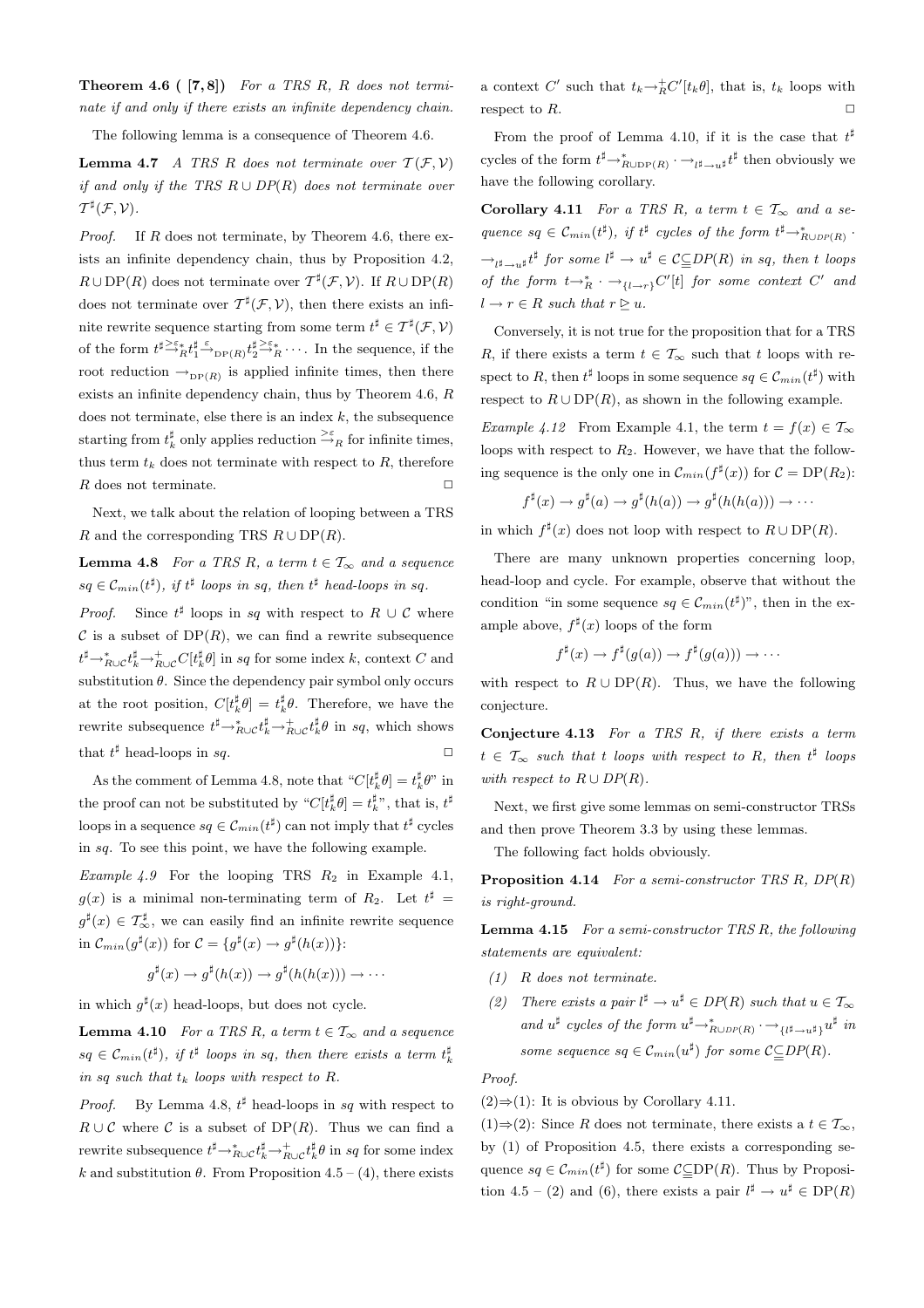**Theorem 4.6 ( [7, 8])** *For a TRS R, R does not terminate if and only if there exists an infinite dependency chain.*

The following lemma is a consequence of Theorem 4.6.

**Lemma 4.7** *A TRS R does not terminate over $\mathcal{T}(\mathcal{F},\mathcal{V})$ if and only if the TRS $R \cup DP(R)$ does not terminate over $\mathcal{T}^\sharp(\mathcal{F},\mathcal{V})$.*

*Proof.* If $R$ does not terminate, by Theorem 4.6, there exists an infinite dependency chain, thus by Proposition 4.2, $R \cup \mathrm{DP}(R)$ does not terminate over $\mathcal{T}^\sharp(\mathcal{F},\mathcal{V})$. If $R \cup \mathrm{DP}(R)$ does not terminate over $\mathcal{T}^\sharp(\mathcal{F},\mathcal{V})$, then there exists an infinite rewrite sequence starting from some term $t^\sharp \in \mathcal{T}^\sharp(\mathcal{F},\mathcal{V})$ of the form $t^\sharp \xrightarrow{>\varepsilon}{}^*_R t_1^\sharp \xrightarrow{\varepsilon}_{\mathrm{DP}(R)} t_2^\sharp \xrightarrow{>\varepsilon}{}^*_R \cdots$. In the sequence, if the root reduction $\rightarrow_{\mathrm{DP}(R)}$ is applied infinite times, then there exists an infinite dependency chain, thus by Theorem 4.6, $R$ does not terminate, else there is an index $k$, the subsequence starting from $t_k^\sharp$ only applies reduction $\xrightarrow{>\varepsilon}_R$ for infinite times, thus term $t_k$ does not terminate with respect to $R$, therefore $R$ does not terminate. $\square$

Next, we talk about the relation of looping between a TRS $R$ and the corresponding TRS $R \cup \mathrm{DP}(R)$.

**Lemma 4.8** *For a TRS R, a term $t \in \mathcal{T}_\infty$ and a sequence $sq \in \mathcal{C}_{min}(t^\sharp)$, if $t^\sharp$ loops in sq, then $t^\sharp$ head-loops in sq.*

*Proof.* Since $t^\sharp$ loops in $sq$ with respect to $R \cup \mathcal{C}$ where $\mathcal{C}$ is a subset of $\mathrm{DP}(R)$, we can find a rewrite subsequence $t^\sharp \rightarrow^*_{R\cup\mathcal{C}} t_k^\sharp \rightarrow^+_{R\cup\mathcal{C}} C[t_k^\sharp\theta]$ in $sq$ for some index $k$, context $C$ and substitution $\theta$. Since the dependency pair symbol only occurs at the root position, $C[t_k^\sharp\theta] = t_k^\sharp\theta$. Therefore, we have the rewrite subsequence $t^\sharp \rightarrow^*_{R\cup\mathcal{C}} t_k^\sharp \rightarrow^+_{R\cup\mathcal{C}} t_k^\sharp\theta$ in $sq$, which shows that $t^\sharp$ head-loops in $sq$. $\square$

As the comment of Lemma 4.8, note that "$C[t_k^\sharp\theta] = t_k^\sharp\theta$" in the proof can not be substituted by "$C[t_k^\sharp\theta] = t_k^\sharp$", that is, $t^\sharp$ loops in a sequence $sq \in \mathcal{C}_{min}(t^\sharp)$ can not imply that $t^\sharp$ cycles in $sq$. To see this point, we have the following example.

*Example 4.9* For the looping TRS $R_2$ in Example 4.1, $g(x)$ is a minimal non-terminating term of $R_2$. Let $t^\sharp = g^\sharp(x) \in \mathcal{T}_\infty^\sharp$, we can easily find an infinite rewrite sequence in $\mathcal{C}_{min}(g^\sharp(x))$ for $\mathcal{C} = \{g^\sharp(x) \rightarrow g^\sharp(h(x))\}$:

$$g^\sharp(x) \rightarrow g^\sharp(h(x)) \rightarrow g^\sharp(h(h(x))) \rightarrow \cdots$$

in which $g^\sharp(x)$ head-loops, but does not cycle.

**Lemma 4.10** *For a TRS R, a term $t \in \mathcal{T}_\infty$ and a sequence $sq \in \mathcal{C}_{min}(t^\sharp)$, if $t^\sharp$ loops in sq, then there exists a term $t_k^\sharp$ in sq such that $t_k$ loops with respect to R.*

*Proof.* By Lemma 4.8, $t^\sharp$ head-loops in $sq$ with respect to $R \cup \mathcal{C}$ where $\mathcal{C}$ is a subset of $\mathrm{DP}(R)$. Thus we can find a rewrite subsequence $t^\sharp \rightarrow^*_{R\cup\mathcal{C}} t_k^\sharp \rightarrow^+_{R\cup\mathcal{C}} t_k^\sharp\theta$ in $sq$ for some index $k$ and substitution $\theta$. From Proposition 4.5 – (4), there exists a context $C'$ such that $t_k \rightarrow^+_R C'[t_k\theta]$, that is, $t_k$ loops with respect to $R$. $\square$

From the proof of Lemma 4.10, if it is the case that $t^\sharp$ cycles of the form $t^\sharp \rightarrow^*_{R\cup\mathrm{DP}(R)} \cdot \rightarrow_{l^\sharp\rightarrow u^\sharp} t^\sharp$ then obviously we have the following corollary.

**Corollary 4.11** *For a TRS R, a term $t \in \mathcal{T}_\infty$ and a sequence $sq \in \mathcal{C}_{min}(t^\sharp)$, if $t^\sharp$ cycles of the form $t^\sharp \rightarrow^*_{R\cup DP(R)} \cdot \rightarrow_{l^\sharp\rightarrow u^\sharp} t^\sharp$ for some $l^\sharp \rightarrow u^\sharp \in \mathcal{C} \subseteq DP(R)$ in sq, then t loops of the form $t \rightarrow^*_R \cdot \rightarrow_{\{l\rightarrow r\}} C'[t]$ for some context $C'$ and $l \rightarrow r \in R$ such that $r \trianglerighteq u$.*

Conversely, it is not true for the proposition that for a TRS $R$, if there exists a term $t \in \mathcal{T}_\infty$ such that $t$ loops with respect to $R$, then $t^\sharp$ loops in some sequence $sq \in \mathcal{C}_{min}(t^\sharp)$ with respect to $R \cup \mathrm{DP}(R)$, as shown in the following example.

*Example 4.12* From Example 4.1, the term $t = f(x) \in \mathcal{T}_\infty$ loops with respect to $R_2$. However, we have that the following sequence is the only one in $\mathcal{C}_{min}(f^\sharp(x))$ for $\mathcal{C} = \mathrm{DP}(R_2)$:

$$f^\sharp(x) \rightarrow g^\sharp(a) \rightarrow g^\sharp(h(a)) \rightarrow g^\sharp(h(h(a))) \rightarrow \cdots$$

in which $f^\sharp(x)$ does not loop with respect to $R \cup \mathrm{DP}(R)$.

There are many unknown properties concerning loop, head-loop and cycle. For example, observe that without the condition "in some sequence $sq \in \mathcal{C}_{min}(t^\sharp)$", then in the example above, $f^\sharp(x)$ loops of the form

$$f^\sharp(x) \rightarrow f^\sharp(g(a)) \rightarrow f^\sharp(g(a))) \rightarrow \cdots$$

with respect to $R \cup \mathrm{DP}(R)$. Thus, we have the following conjecture.

**Conjecture 4.13** *For a TRS R, if there exists a term $t \in \mathcal{T}_\infty$ such that t loops with respect to R, then $t^\sharp$ loops with respect to $R \cup DP(R)$.*

Next, we first give some lemmas on semi-constructor TRSs and then prove Theorem 3.3 by using these lemmas.

The following fact holds obviously.

**Proposition 4.14** *For a semi-constructor TRS R, DP(R) is right-ground.*

**Lemma 4.15** *For a semi-constructor TRS R, the following statements are equivalent:*

*(1) R does not terminate.*

*(2) There exists a pair $l^\sharp \rightarrow u^\sharp \in DP(R)$ such that $u \in \mathcal{T}_\infty$ and $u^\sharp$ cycles of the form $u^\sharp \rightarrow^*_{R\cup DP(R)} \cdot \rightarrow_{\{l^\sharp\rightarrow u^\sharp\}} u^\sharp$ in some sequence $sq \in \mathcal{C}_{min}(u^\sharp)$ for some $\mathcal{C} \subseteq DP(R)$.*

*Proof.*

(2)⇒(1): It is obvious by Corollary 4.11.

(1)⇒(2): Since $R$ does not terminate, there exists a $t \in \mathcal{T}_\infty$, by (1) of Proposition 4.5, there exists a corresponding sequence $sq \in \mathcal{C}_{min}(t^\sharp)$ for some $\mathcal{C} \subseteq \mathrm{DP}(R)$. Thus by Proposition 4.5 – (2) and (6), there exists a pair $l^\sharp \rightarrow u^\sharp \in \mathrm{DP}(R)$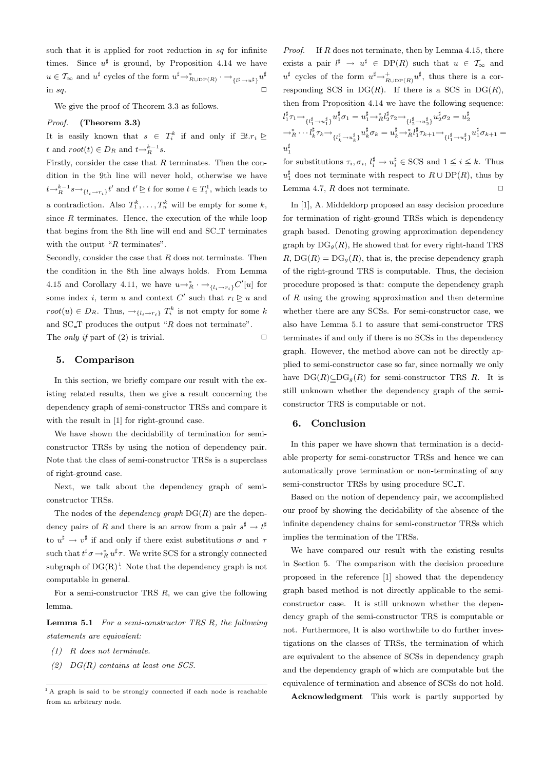such that it is applied for root reduction in $sq$ for infinite times. Since $u^\sharp$ is ground, by Proposition 4.14 we have $u \in \mathcal{T}_\infty$ and $u^\sharp$ cycles of the form $u^\sharp \to^*_{R\cup \mathrm{DP}(R)} \cdot \to_{\{l^\sharp \to u^\sharp\}} u^\sharp$ in $sq$. $\square$

We give the proof of Theorem 3.3 as follows.

*Proof.* **(Theorem 3.3)**

It is easily known that $s \in T_i^k$ if and only if $\exists t. r_i \trianglerighteq t$ and $root(t) \in D_R$ and $t \to_R^{k-1} s$.

Firstly, consider the case that $R$ terminates. Then the condition in the 9th line will never hold, otherwise we have $t \to_R^{k-1} s \to_{\{l_i \to r_i\}} t'$ and $t' \trianglerighteq t$ for some $t \in T_i^1$, which leads to a contradiction. Also $T_1^k, \ldots, T_n^k$ will be empty for some $k$, since $R$ terminates. Hence, the execution of the while loop that begins from the 8th line will end and SC_T terminates with the output "$R$ terminates".

Secondly, consider the case that $R$ does not terminate. Then the condition in the 8th line always holds. From Lemma 4.15 and Corollary 4.11, we have $u \to_R^* \cdot \to_{\{l_i \to r_i\}} C'[u]$ for some index $i$, term $u$ and context $C'$ such that $r_i \trianglerighteq u$ and $root(u) \in D_R$. Thus, $\to_{\{l_i \to r_i\}} T_i^k$ is not empty for some $k$ and SC_T produces the output "$R$ does not terminate".

The *only if* part of (2) is trivial. $\square$

## 5. Comparison

In this section, we briefly compare our result with the existing related results, then we give a result concerning the dependency graph of semi-constructor TRSs and compare it with the result in [1] for right-ground case.

We have shown the decidability of termination for semi-constructor TRSs by using the notion of dependency pair. Note that the class of semi-constructor TRSs is a superclass of right-ground case.

Next, we talk about the dependency graph of semi-constructor TRSs.

The nodes of the *dependency graph* $\mathrm{DG}(R)$ are the dependency pairs of $R$ and there is an arrow from a pair $s^\sharp \to t^\sharp$ to $u^\sharp \to v^\sharp$ if and only if there exist substitutions $\sigma$ and $\tau$ such that $t^\sharp\sigma \to^*_R u^\sharp\tau$. We write SCS for a strongly connected subgraph of DG(R)[1]. Note that the dependency graph is not computable in general.

For a semi-constructor TRS $R$, we can give the following lemma.

**Lemma 5.1** *For a semi-constructor TRS $R$, the following statements are equivalent:*

*(1) $R$ does not terminate.*

*(2) $DG(R)$ contains at least one SCS.*

*Proof.* If $R$ does not terminate, then by Lemma 4.15, there exists a pair $l^\sharp \to u^\sharp \in \mathrm{DP}(R)$ such that $u \in \mathcal{T}_\infty$ and $u^\sharp$ cycles of the form $u^\sharp \to^+_{R\cup \mathrm{DP}(R)} u^\sharp$, thus there is a corresponding SCS in $\mathrm{DG}(R)$. If there is a SCS in $\mathrm{DG}(R)$, then from Proposition 4.14 we have the following sequence:

$$l_1^\sharp\tau_1 \to_{\{l_1^\sharp \to u_1^\sharp\}} u_1^\sharp\sigma_1 = u_1^\sharp \to^*_R l_2^\sharp\tau_2 \to_{\{l_2^\sharp \to u_2^\sharp\}} u_2^\sharp\sigma_2 = u_2^\sharp \to^*_R \cdots l_k^\sharp\tau_k \to_{\{l_k^\sharp \to u_k^\sharp\}} u_k^\sharp\sigma_k = u_k^\sharp \to^*_R l_1^\sharp\tau_{k+1} \to_{\{l_1^\sharp \to u_1^\sharp\}} u_1^\sharp\sigma_{k+1} = u_1^\sharp$$

for substitutions $\tau_i, \sigma_i$, $l_i^\sharp \to u_i^\sharp \in$ SCS and $1 \leqq i \leqq k$. Thus $u_1^\sharp$ does not terminate with respect to $R \cup \mathrm{DP}(R)$, thus by Lemma 4.7, $R$ does not terminate. $\square$

In [1], A. Middeldorp proposed an easy decision procedure for termination of right-ground TRSs which is dependency graph based. Denoting growing approximation dependency graph by $\mathrm{DG}_g(R)$, He showed that for every right-hand TRS $R$, $\mathrm{DG}(R) = \mathrm{DG}_g(R)$, that is, the precise dependency graph of the right-ground TRS is computable. Thus, the decision procedure proposed is that: compute the dependency graph of $R$ using the growing approximation and then determine whether there are any SCSs. For semi-constructor case, we also have Lemma 5.1 to assure that semi-constructor TRS terminates if and only if there is no SCSs in the dependency graph. However, the method above can not be directly applied to semi-constructor case so far, since normally we only have $\mathrm{DG}(R) \subseteqq \mathrm{DG}_g(R)$ for semi-constructor TRS $R$. It is still unknown whether the dependency graph of the semi-constructor TRS is computable or not.

## 6. Conclusion

In this paper we have shown that termination is a decidable property for semi-constructor TRSs and hence we can automatically prove termination or non-terminating of any semi-constructor TRSs by using procedure SC_T.

Based on the notion of dependency pair, we accomplished our proof by showing the decidability of the absence of the infinite dependency chains for semi-constructor TRSs which implies the termination of the TRSs.

We have compared our result with the existing results in Section 5. The comparison with the decision procedure proposed in the reference [1] showed that the dependency graph based method is not directly applicable to the semi-constructor case. It is still unknown whether the dependency graph of the semi-constructor TRS is computable or not. Furthermore, It is also worthwhile to do further investigations on the classes of TRSs, the termination of which are equivalent to the absence of SCSs in dependency graph and the dependency graph of which are computable but the equivalence of termination and absence of SCSs do not hold.

**Acknowledgment** This work is partly supported by

[1] A graph is said to be strongly connected if each node is reachable from an arbitrary node.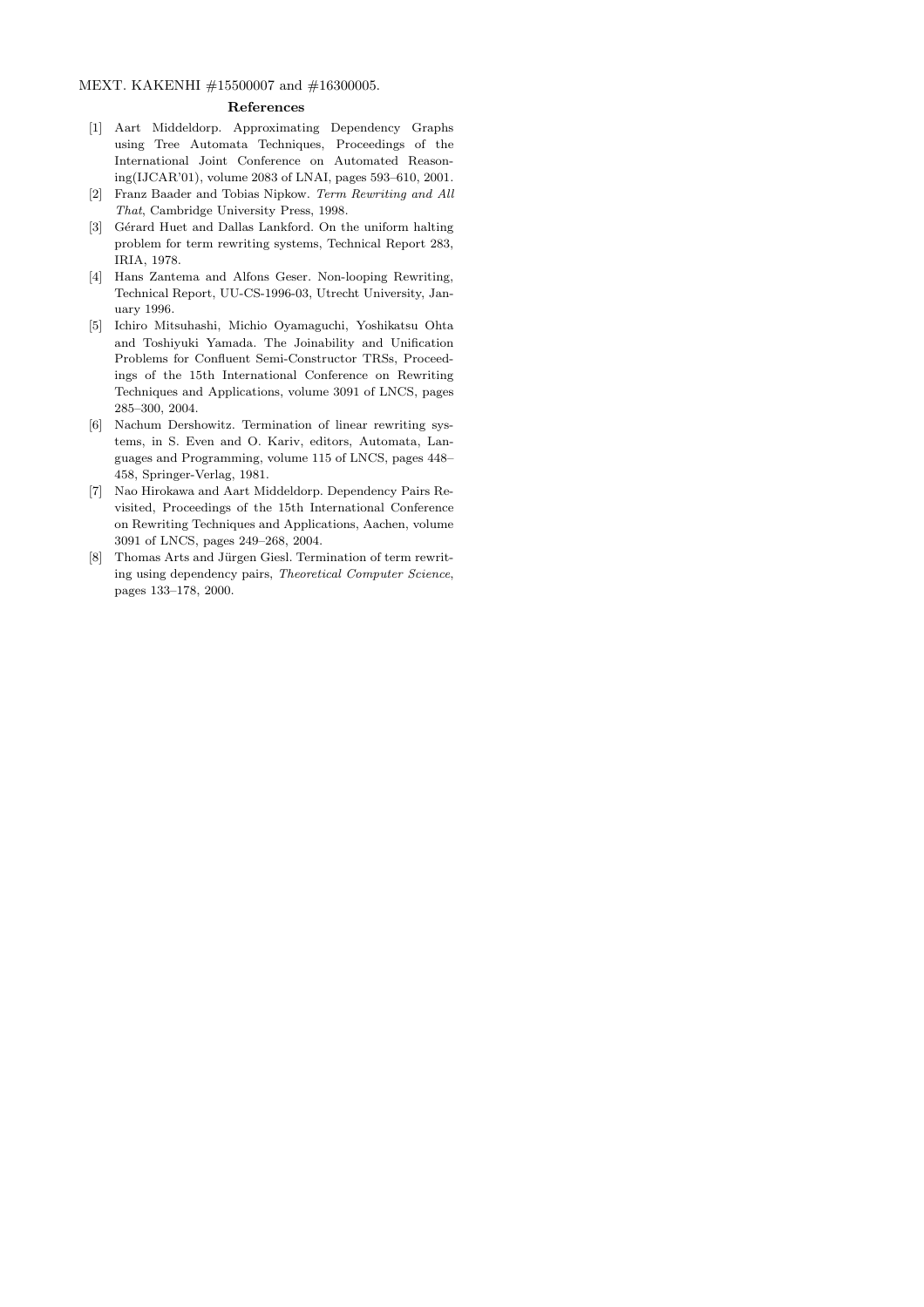MEXT. KAKENHI #15500007 and #16300005.

## References

[1] Aart Middeldorp. Approximating Dependency Graphs using Tree Automata Techniques, Proceedings of the International Joint Conference on Automated Reasoning(IJCAR'01), volume 2083 of LNAI, pages 593–610, 2001.

[2] Franz Baader and Tobias Nipkow. *Term Rewriting and All That*, Cambridge University Press, 1998.

[3] Gérard Huet and Dallas Lankford. On the uniform halting problem for term rewriting systems, Technical Report 283, IRIA, 1978.

[4] Hans Zantema and Alfons Geser. Non-looping Rewriting, Technical Report, UU-CS-1996-03, Utrecht University, January 1996.

[5] Ichiro Mitsuhashi, Michio Oyamaguchi, Yoshikatsu Ohta and Toshiyuki Yamada. The Joinability and Unification Problems for Confluent Semi-Constructor TRSs, Proceedings of the 15th International Conference on Rewriting Techniques and Applications, volume 3091 of LNCS, pages 285–300, 2004.

[6] Nachum Dershowitz. Termination of linear rewriting systems, in S. Even and O. Kariv, editors, Automata, Languages and Programming, volume 115 of LNCS, pages 448–458, Springer-Verlag, 1981.

[7] Nao Hirokawa and Aart Middeldorp. Dependency Pairs Revisited, Proceedings of the 15th International Conference on Rewriting Techniques and Applications, Aachen, volume 3091 of LNCS, pages 249–268, 2004.

[8] Thomas Arts and Jürgen Giesl. Termination of term rewriting using dependency pairs, *Theoretical Computer Science*, pages 133–178, 2000.